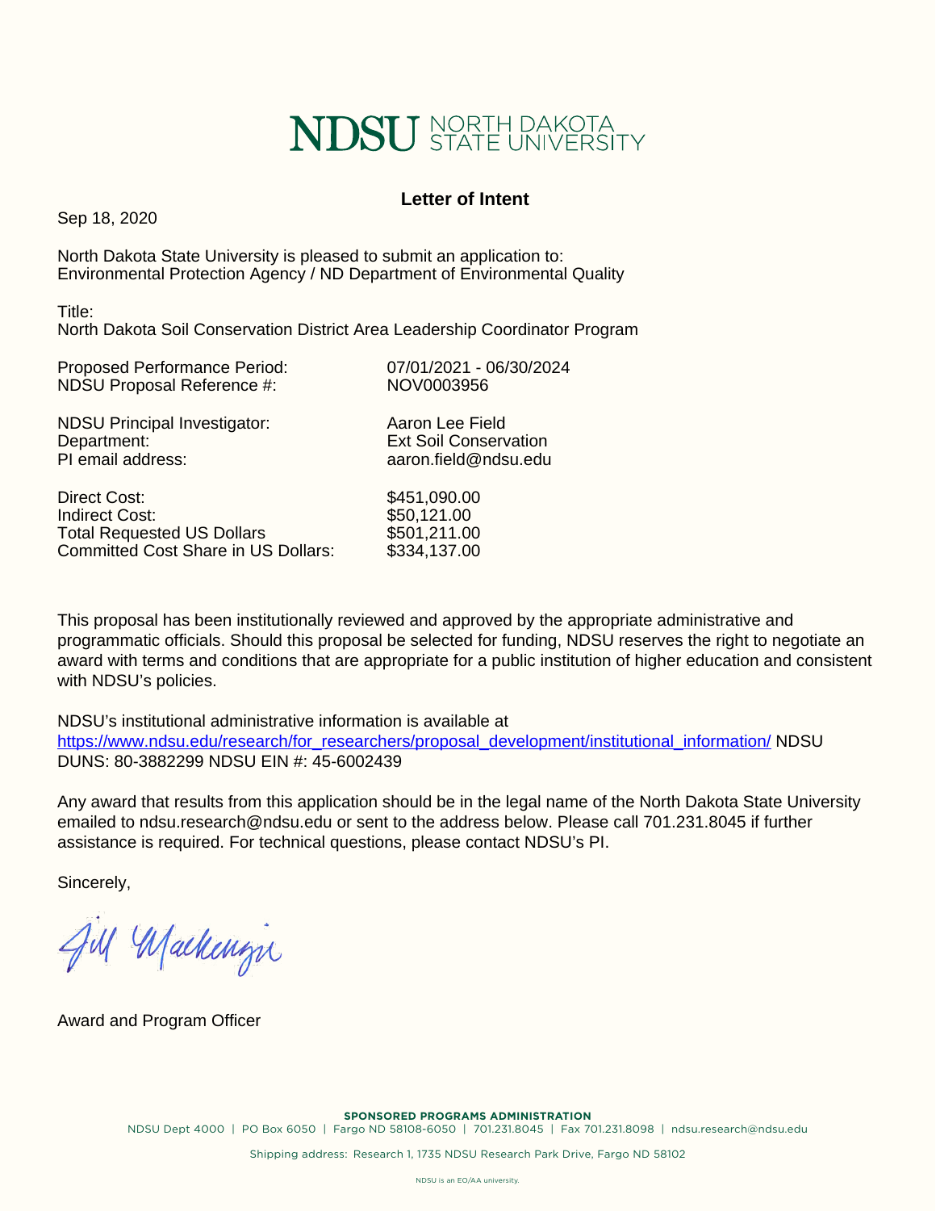NDSU NORTH DAKOTA STATE UNIVERSITY

## Letter of Intent

Sep 18, 2020

North Dakota State University is pleased to submit an application to:
Environmental Protection Agency / ND Department of Environmental Quality

Title:
North Dakota Soil Conservation District Area Leadership Coordinator Program

| | |
|---|---|
| Proposed Performance Period: | 07/01/2021 - 06/30/2024 |
| NDSU Proposal Reference #: | NOV0003956 |
| NDSU Principal Investigator: | Aaron Lee Field |
| Department: | Ext Soil Conservation |
| PI email address: | aaron.field@ndsu.edu |
| Direct Cost: | $451,090.00 |
| Indirect Cost: | $50,121.00 |
| Total Requested US Dollars | $501,211.00 |
| Committed Cost Share in US Dollars: | $334,137.00 |

This proposal has been institutionally reviewed and approved by the appropriate administrative and programmatic officials. Should this proposal be selected for funding, NDSU reserves the right to negotiate an award with terms and conditions that are appropriate for a public institution of higher education and consistent with NDSU's policies.

NDSU's institutional administrative information is available at https://www.ndsu.edu/research/for_researchers/proposal_development/institutional_information/ NDSU DUNS: 80-3882299 NDSU EIN #: 45-6002439

Any award that results from this application should be in the legal name of the North Dakota State University emailed to ndsu.research@ndsu.edu or sent to the address below. Please call 701.231.8045 if further assistance is required. For technical questions, please contact NDSU's PI.

Sincerely,

Jill Mackenzie

Award and Program Officer

**SPONSORED PROGRAMS ADMINISTRATION**
NDSU Dept 4000 | PO Box 6050 | Fargo ND 58108-6050 | 701.231.8045 | Fax 701.231.8098 | ndsu.research@ndsu.edu

Shipping address: Research 1, 1735 NDSU Research Park Drive, Fargo ND 58102

NDSU is an EO/AA university.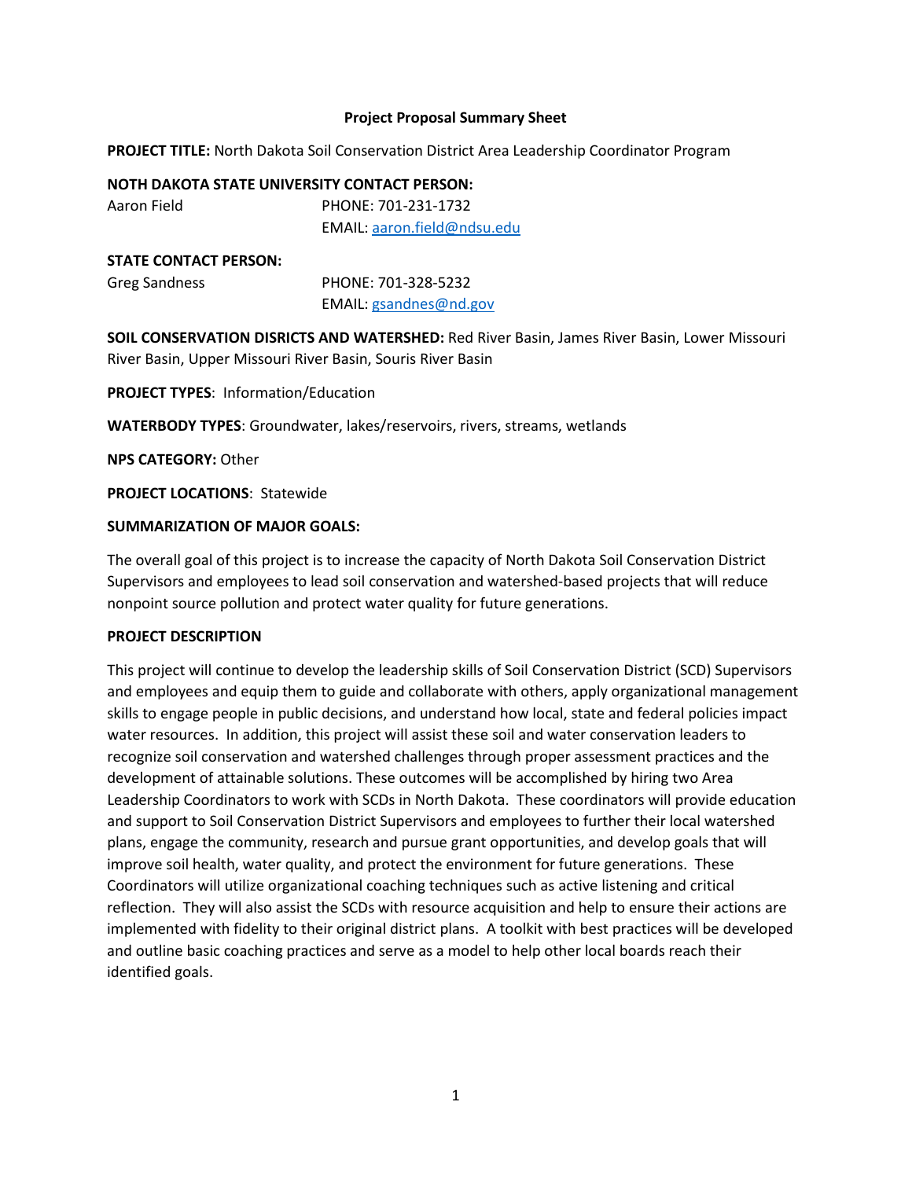**Project Proposal Summary Sheet**

**PROJECT TITLE:** North Dakota Soil Conservation District Area Leadership Coordinator Program

**NOTH DAKOTA STATE UNIVERSITY CONTACT PERSON:**

Aaron Field PHONE: 701-231-1732
EMAIL: aaron.field@ndsu.edu

**STATE CONTACT PERSON:**

Greg Sandness PHONE: 701-328-5232
EMAIL: gsandnes@nd.gov

**SOIL CONSERVATION DISRICTS AND WATERSHED:** Red River Basin, James River Basin, Lower Missouri River Basin, Upper Missouri River Basin, Souris River Basin

**PROJECT TYPES**: Information/Education

**WATERBODY TYPES**: Groundwater, lakes/reservoirs, rivers, streams, wetlands

**NPS CATEGORY:** Other

**PROJECT LOCATIONS**: Statewide

**SUMMARIZATION OF MAJOR GOALS:**

The overall goal of this project is to increase the capacity of North Dakota Soil Conservation District Supervisors and employees to lead soil conservation and watershed-based projects that will reduce nonpoint source pollution and protect water quality for future generations.

**PROJECT DESCRIPTION**

This project will continue to develop the leadership skills of Soil Conservation District (SCD) Supervisors and employees and equip them to guide and collaborate with others, apply organizational management skills to engage people in public decisions, and understand how local, state and federal policies impact water resources. In addition, this project will assist these soil and water conservation leaders to recognize soil conservation and watershed challenges through proper assessment practices and the development of attainable solutions. These outcomes will be accomplished by hiring two Area Leadership Coordinators to work with SCDs in North Dakota. These coordinators will provide education and support to Soil Conservation District Supervisors and employees to further their local watershed plans, engage the community, research and pursue grant opportunities, and develop goals that will improve soil health, water quality, and protect the environment for future generations. These Coordinators will utilize organizational coaching techniques such as active listening and critical reflection. They will also assist the SCDs with resource acquisition and help to ensure their actions are implemented with fidelity to their original district plans. A toolkit with best practices will be developed and outline basic coaching practices and serve as a model to help other local boards reach their identified goals.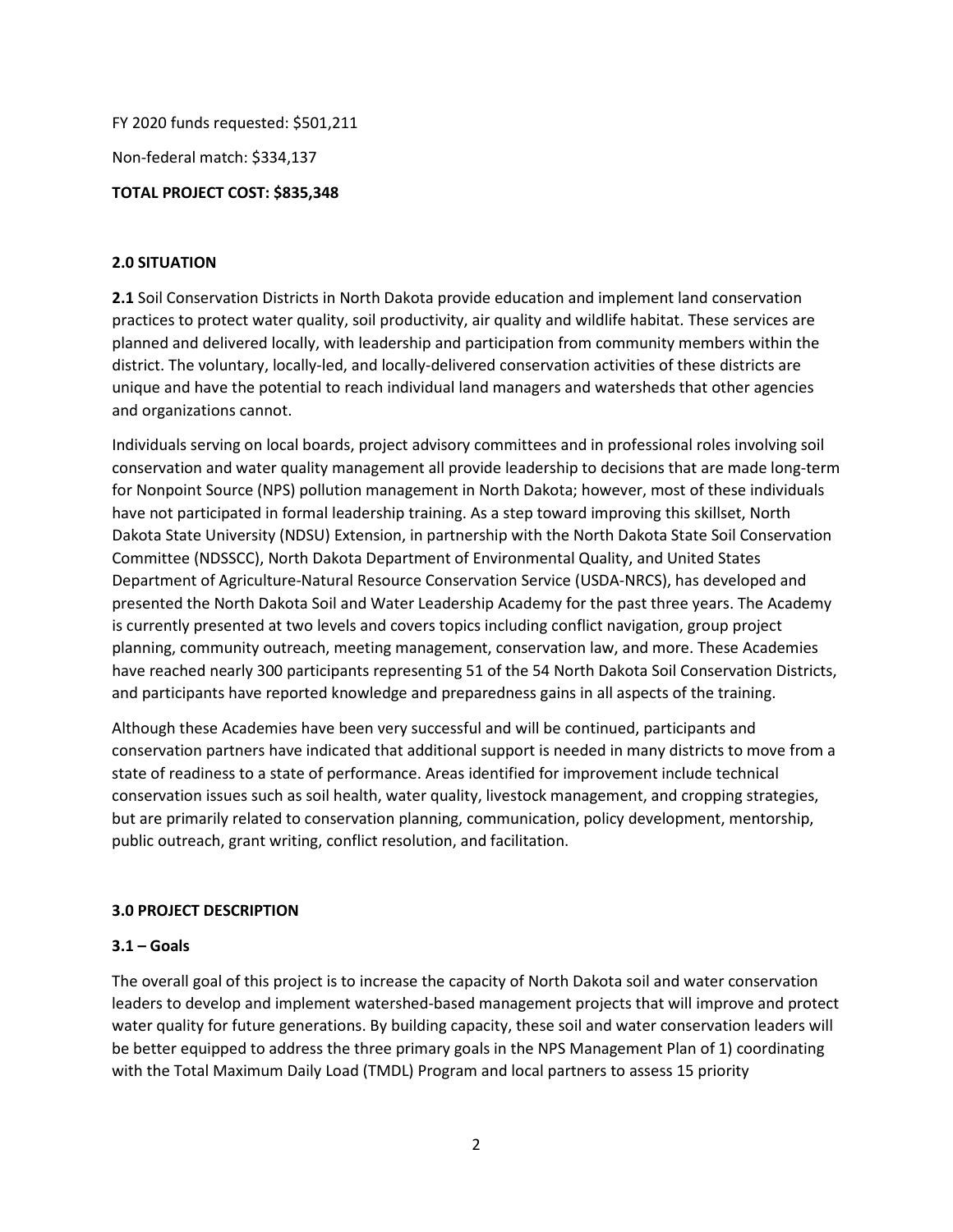FY 2020 funds requested: $501,211

Non-federal match: $334,137

**TOTAL PROJECT COST: $835,348**

## 2.0 SITUATION

**2.1** Soil Conservation Districts in North Dakota provide education and implement land conservation practices to protect water quality, soil productivity, air quality and wildlife habitat. These services are planned and delivered locally, with leadership and participation from community members within the district. The voluntary, locally-led, and locally-delivered conservation activities of these districts are unique and have the potential to reach individual land managers and watersheds that other agencies and organizations cannot.

Individuals serving on local boards, project advisory committees and in professional roles involving soil conservation and water quality management all provide leadership to decisions that are made long-term for Nonpoint Source (NPS) pollution management in North Dakota; however, most of these individuals have not participated in formal leadership training. As a step toward improving this skillset, North Dakota State University (NDSU) Extension, in partnership with the North Dakota State Soil Conservation Committee (NDSSCC), North Dakota Department of Environmental Quality, and United States Department of Agriculture-Natural Resource Conservation Service (USDA-NRCS), has developed and presented the North Dakota Soil and Water Leadership Academy for the past three years. The Academy is currently presented at two levels and covers topics including conflict navigation, group project planning, community outreach, meeting management, conservation law, and more. These Academies have reached nearly 300 participants representing 51 of the 54 North Dakota Soil Conservation Districts, and participants have reported knowledge and preparedness gains in all aspects of the training.

Although these Academies have been very successful and will be continued, participants and conservation partners have indicated that additional support is needed in many districts to move from a state of readiness to a state of performance. Areas identified for improvement include technical conservation issues such as soil health, water quality, livestock management, and cropping strategies, but are primarily related to conservation planning, communication, policy development, mentorship, public outreach, grant writing, conflict resolution, and facilitation.

## 3.0 PROJECT DESCRIPTION

### 3.1 – Goals

The overall goal of this project is to increase the capacity of North Dakota soil and water conservation leaders to develop and implement watershed-based management projects that will improve and protect water quality for future generations. By building capacity, these soil and water conservation leaders will be better equipped to address the three primary goals in the NPS Management Plan of 1) coordinating with the Total Maximum Daily Load (TMDL) Program and local partners to assess 15 priority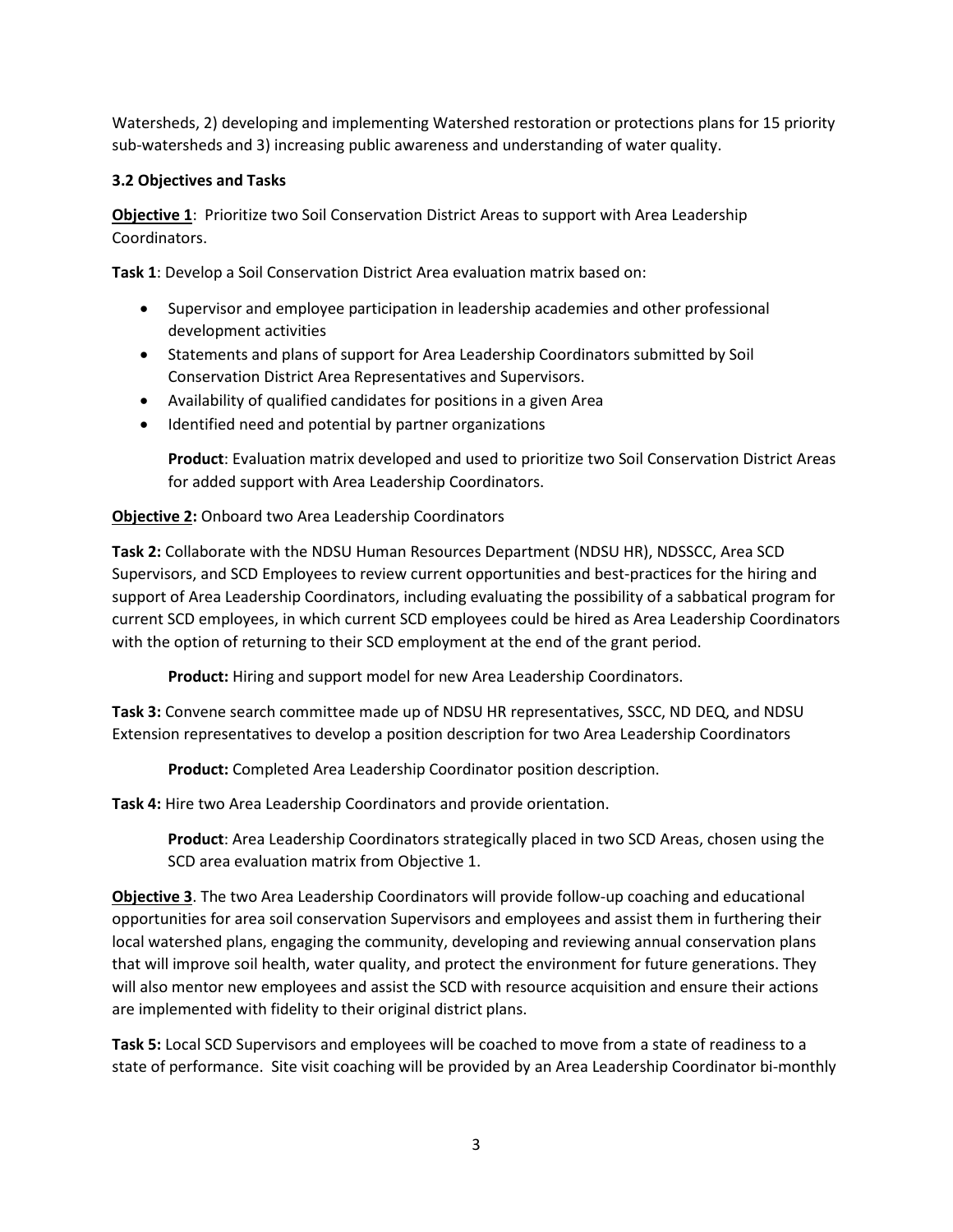Watersheds, 2) developing and implementing Watershed restoration or protections plans for 15 priority sub-watersheds and 3) increasing public awareness and understanding of water quality.

### 3.2 Objectives and Tasks

**Objective 1**: Prioritize two Soil Conservation District Areas to support with Area Leadership Coordinators.

**Task 1**: Develop a Soil Conservation District Area evaluation matrix based on:

- Supervisor and employee participation in leadership academies and other professional development activities
- Statements and plans of support for Area Leadership Coordinators submitted by Soil Conservation District Area Representatives and Supervisors.
- Availability of qualified candidates for positions in a given Area
- Identified need and potential by partner organizations

**Product**: Evaluation matrix developed and used to prioritize two Soil Conservation District Areas for added support with Area Leadership Coordinators.

**Objective 2:** Onboard two Area Leadership Coordinators

**Task 2:** Collaborate with the NDSU Human Resources Department (NDSU HR), NDSSCC, Area SCD Supervisors, and SCD Employees to review current opportunities and best-practices for the hiring and support of Area Leadership Coordinators, including evaluating the possibility of a sabbatical program for current SCD employees, in which current SCD employees could be hired as Area Leadership Coordinators with the option of returning to their SCD employment at the end of the grant period.

**Product:** Hiring and support model for new Area Leadership Coordinators.

**Task 3:** Convene search committee made up of NDSU HR representatives, SSCC, ND DEQ, and NDSU Extension representatives to develop a position description for two Area Leadership Coordinators

**Product:** Completed Area Leadership Coordinator position description.

**Task 4:** Hire two Area Leadership Coordinators and provide orientation.

**Product**: Area Leadership Coordinators strategically placed in two SCD Areas, chosen using the SCD area evaluation matrix from Objective 1.

**Objective 3**. The two Area Leadership Coordinators will provide follow-up coaching and educational opportunities for area soil conservation Supervisors and employees and assist them in furthering their local watershed plans, engaging the community, developing and reviewing annual conservation plans that will improve soil health, water quality, and protect the environment for future generations. They will also mentor new employees and assist the SCD with resource acquisition and ensure their actions are implemented with fidelity to their original district plans.

**Task 5:** Local SCD Supervisors and employees will be coached to move from a state of readiness to a state of performance. Site visit coaching will be provided by an Area Leadership Coordinator bi-monthly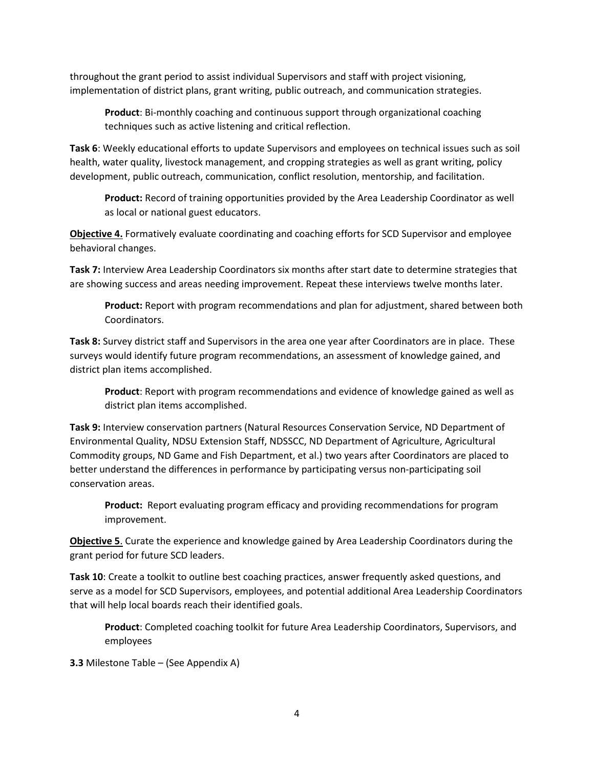throughout the grant period to assist individual Supervisors and staff with project visioning, implementation of district plans, grant writing, public outreach, and communication strategies.

> **Product**: Bi-monthly coaching and continuous support through organizational coaching techniques such as active listening and critical reflection.

**Task 6**: Weekly educational efforts to update Supervisors and employees on technical issues such as soil health, water quality, livestock management, and cropping strategies as well as grant writing, policy development, public outreach, communication, conflict resolution, mentorship, and facilitation.

> **Product:** Record of training opportunities provided by the Area Leadership Coordinator as well as local or national guest educators.

**<u>Objective 4.</u>** Formatively evaluate coordinating and coaching efforts for SCD Supervisor and employee behavioral changes.

**Task 7:** Interview Area Leadership Coordinators six months after start date to determine strategies that are showing success and areas needing improvement. Repeat these interviews twelve months later.

> **Product:** Report with program recommendations and plan for adjustment, shared between both Coordinators.

**Task 8:** Survey district staff and Supervisors in the area one year after Coordinators are in place. These surveys would identify future program recommendations, an assessment of knowledge gained, and district plan items accomplished.

> **Product**: Report with program recommendations and evidence of knowledge gained as well as district plan items accomplished.

**Task 9:** Interview conservation partners (Natural Resources Conservation Service, ND Department of Environmental Quality, NDSU Extension Staff, NDSSCC, ND Department of Agriculture, Agricultural Commodity groups, ND Game and Fish Department, et al.) two years after Coordinators are placed to better understand the differences in performance by participating versus non-participating soil conservation areas.

> **Product:** Report evaluating program efficacy and providing recommendations for program improvement.

**<u>Objective 5</u>**. Curate the experience and knowledge gained by Area Leadership Coordinators during the grant period for future SCD leaders.

**Task 10**: Create a toolkit to outline best coaching practices, answer frequently asked questions, and serve as a model for SCD Supervisors, employees, and potential additional Area Leadership Coordinators that will help local boards reach their identified goals.

> **Product**: Completed coaching toolkit for future Area Leadership Coordinators, Supervisors, and employees

**3.3** Milestone Table – (See Appendix A)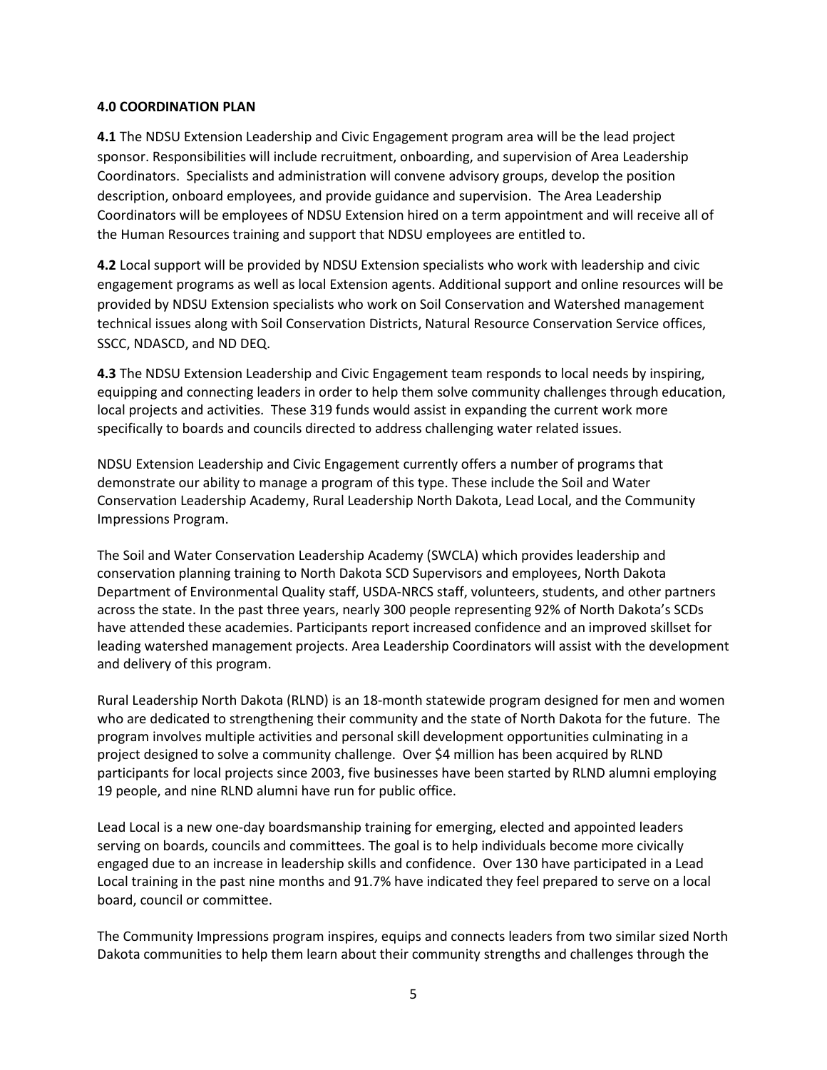### 4.0 COORDINATION PLAN

**4.1** The NDSU Extension Leadership and Civic Engagement program area will be the lead project sponsor. Responsibilities will include recruitment, onboarding, and supervision of Area Leadership Coordinators. Specialists and administration will convene advisory groups, develop the position description, onboard employees, and provide guidance and supervision. The Area Leadership Coordinators will be employees of NDSU Extension hired on a term appointment and will receive all of the Human Resources training and support that NDSU employees are entitled to.

**4.2** Local support will be provided by NDSU Extension specialists who work with leadership and civic engagement programs as well as local Extension agents. Additional support and online resources will be provided by NDSU Extension specialists who work on Soil Conservation and Watershed management technical issues along with Soil Conservation Districts, Natural Resource Conservation Service offices, SSCC, NDASCD, and ND DEQ.

**4.3** The NDSU Extension Leadership and Civic Engagement team responds to local needs by inspiring, equipping and connecting leaders in order to help them solve community challenges through education, local projects and activities. These 319 funds would assist in expanding the current work more specifically to boards and councils directed to address challenging water related issues.

NDSU Extension Leadership and Civic Engagement currently offers a number of programs that demonstrate our ability to manage a program of this type. These include the Soil and Water Conservation Leadership Academy, Rural Leadership North Dakota, Lead Local, and the Community Impressions Program.

The Soil and Water Conservation Leadership Academy (SWCLA) which provides leadership and conservation planning training to North Dakota SCD Supervisors and employees, North Dakota Department of Environmental Quality staff, USDA-NRCS staff, volunteers, students, and other partners across the state. In the past three years, nearly 300 people representing 92% of North Dakota's SCDs have attended these academies. Participants report increased confidence and an improved skillset for leading watershed management projects. Area Leadership Coordinators will assist with the development and delivery of this program.

Rural Leadership North Dakota (RLND) is an 18-month statewide program designed for men and women who are dedicated to strengthening their community and the state of North Dakota for the future. The program involves multiple activities and personal skill development opportunities culminating in a project designed to solve a community challenge. Over $4 million has been acquired by RLND participants for local projects since 2003, five businesses have been started by RLND alumni employing 19 people, and nine RLND alumni have run for public office.

Lead Local is a new one-day boardsmanship training for emerging, elected and appointed leaders serving on boards, councils and committees. The goal is to help individuals become more civically engaged due to an increase in leadership skills and confidence. Over 130 have participated in a Lead Local training in the past nine months and 91.7% have indicated they feel prepared to serve on a local board, council or committee.

The Community Impressions program inspires, equips and connects leaders from two similar sized North Dakota communities to help them learn about their community strengths and challenges through the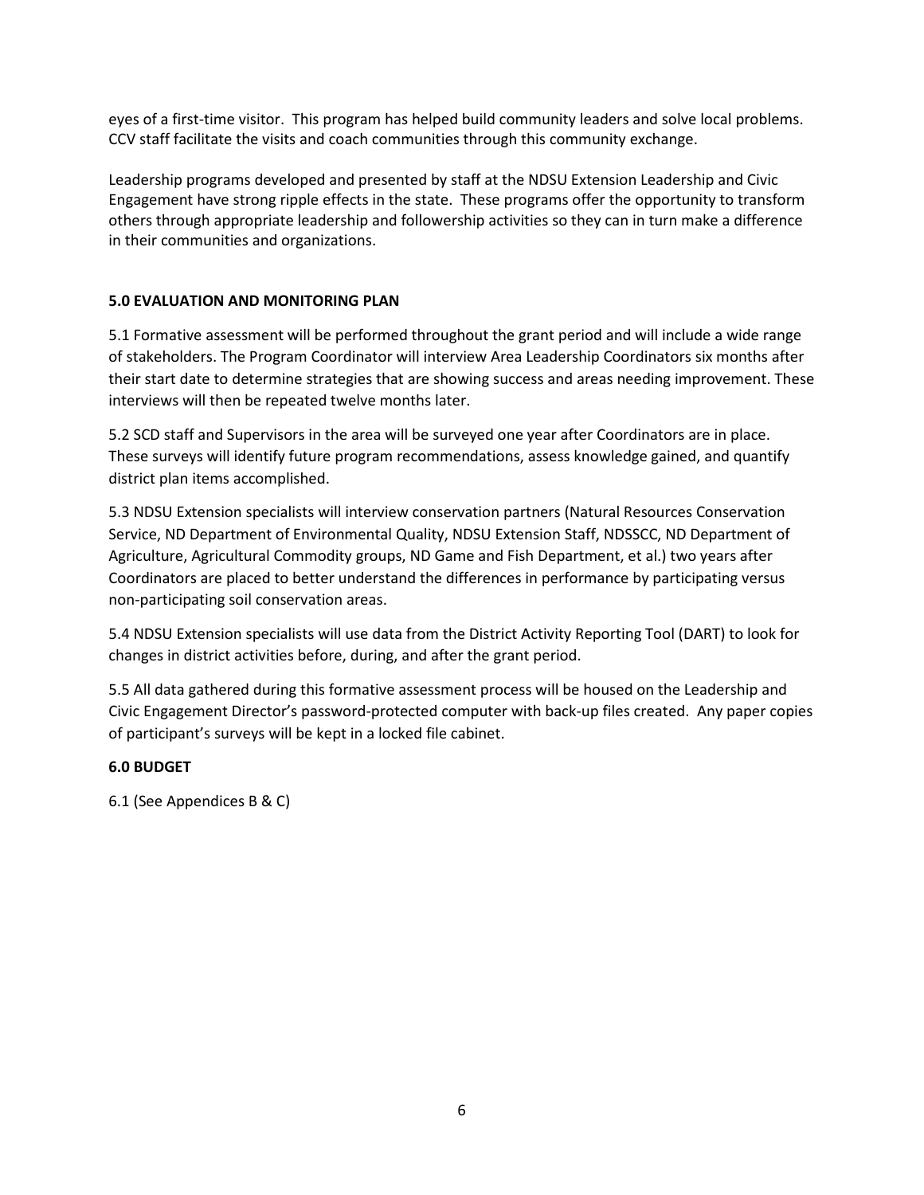eyes of a first-time visitor. This program has helped build community leaders and solve local problems. CCV staff facilitate the visits and coach communities through this community exchange.

Leadership programs developed and presented by staff at the NDSU Extension Leadership and Civic Engagement have strong ripple effects in the state. These programs offer the opportunity to transform others through appropriate leadership and followership activities so they can in turn make a difference in their communities and organizations.

## 5.0 EVALUATION AND MONITORING PLAN

5.1 Formative assessment will be performed throughout the grant period and will include a wide range of stakeholders. The Program Coordinator will interview Area Leadership Coordinators six months after their start date to determine strategies that are showing success and areas needing improvement. These interviews will then be repeated twelve months later.

5.2 SCD staff and Supervisors in the area will be surveyed one year after Coordinators are in place. These surveys will identify future program recommendations, assess knowledge gained, and quantify district plan items accomplished.

5.3 NDSU Extension specialists will interview conservation partners (Natural Resources Conservation Service, ND Department of Environmental Quality, NDSU Extension Staff, NDSSCC, ND Department of Agriculture, Agricultural Commodity groups, ND Game and Fish Department, et al.) two years after Coordinators are placed to better understand the differences in performance by participating versus non-participating soil conservation areas.

5.4 NDSU Extension specialists will use data from the District Activity Reporting Tool (DART) to look for changes in district activities before, during, and after the grant period.

5.5 All data gathered during this formative assessment process will be housed on the Leadership and Civic Engagement Director's password-protected computer with back-up files created. Any paper copies of participant's surveys will be kept in a locked file cabinet.

## 6.0 BUDGET

6.1 (See Appendices B & C)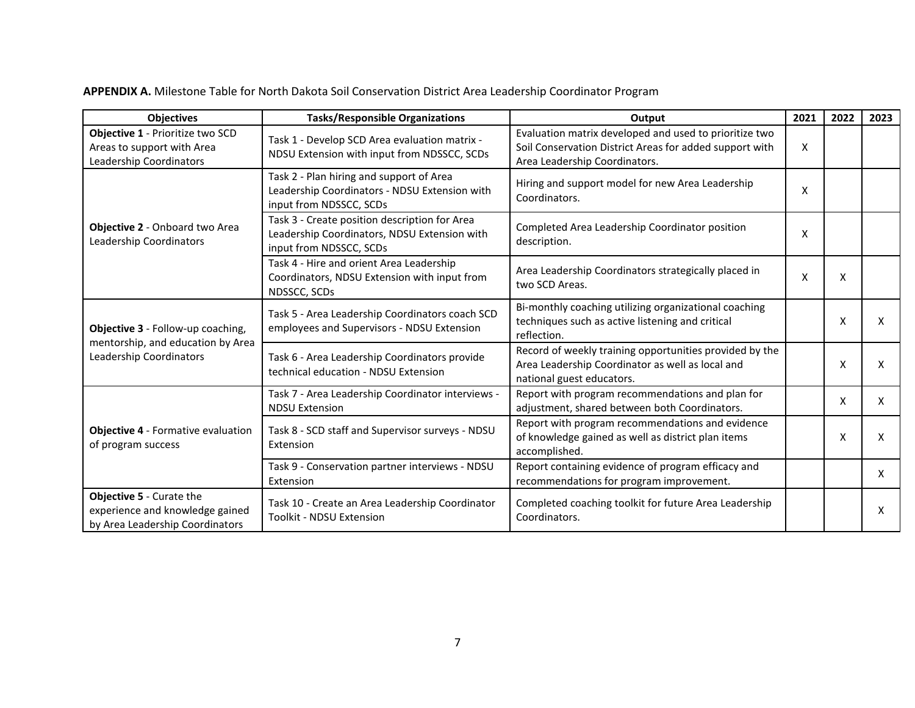**APPENDIX A.** Milestone Table for North Dakota Soil Conservation District Area Leadership Coordinator Program

| Objectives | Tasks/Responsible Organizations | Output | 2021 | 2022 | 2023 |
|---|---|---|---|---|---|
| **Objective 1** - Prioritize two SCD Areas to support with Area Leadership Coordinators | Task 1 - Develop SCD Area evaluation matrix - NDSU Extension with input from NDSSCC, SCDs | Evaluation matrix developed and used to prioritize two Soil Conservation District Areas for added support with Area Leadership Coordinators. | X | | |
| **Objective 2** - Onboard two Area Leadership Coordinators | Task 2 - Plan hiring and support of Area Leadership Coordinators - NDSU Extension with input from NDSSCC, SCDs | Hiring and support model for new Area Leadership Coordinators. | X | | |
| | Task 3 - Create position description for Area Leadership Coordinators, NDSU Extension with input from NDSSCC, SCDs | Completed Area Leadership Coordinator position description. | X | | |
| | Task 4 - Hire and orient Area Leadership Coordinators, NDSU Extension with input from NDSSCC, SCDs | Area Leadership Coordinators strategically placed in two SCD Areas. | X | X | |
| **Objective 3** - Follow-up coaching, mentorship, and education by Area Leadership Coordinators | Task 5 - Area Leadership Coordinators coach SCD employees and Supervisors - NDSU Extension | Bi-monthly coaching utilizing organizational coaching techniques such as active listening and critical reflection. | | X | X |
| | Task 6 - Area Leadership Coordinators provide technical education - NDSU Extension | Record of weekly training opportunities provided by the Area Leadership Coordinator as well as local and national guest educators. | | X | X |
| **Objective 4** - Formative evaluation of program success | Task 7 - Area Leadership Coordinator interviews - NDSU Extension | Report with program recommendations and plan for adjustment, shared between both Coordinators. | | X | X |
| | Task 8 - SCD staff and Supervisor surveys - NDSU Extension | Report with program recommendations and evidence of knowledge gained as well as district plan items accomplished. | | X | X |
| | Task 9 - Conservation partner interviews - NDSU Extension | Report containing evidence of program efficacy and recommendations for program improvement. | | | X |
| **Objective 5** - Curate the experience and knowledge gained by Area Leadership Coordinators | Task 10 - Create an Area Leadership Coordinator Toolkit - NDSU Extension | Completed coaching toolkit for future Area Leadership Coordinators. | | | X |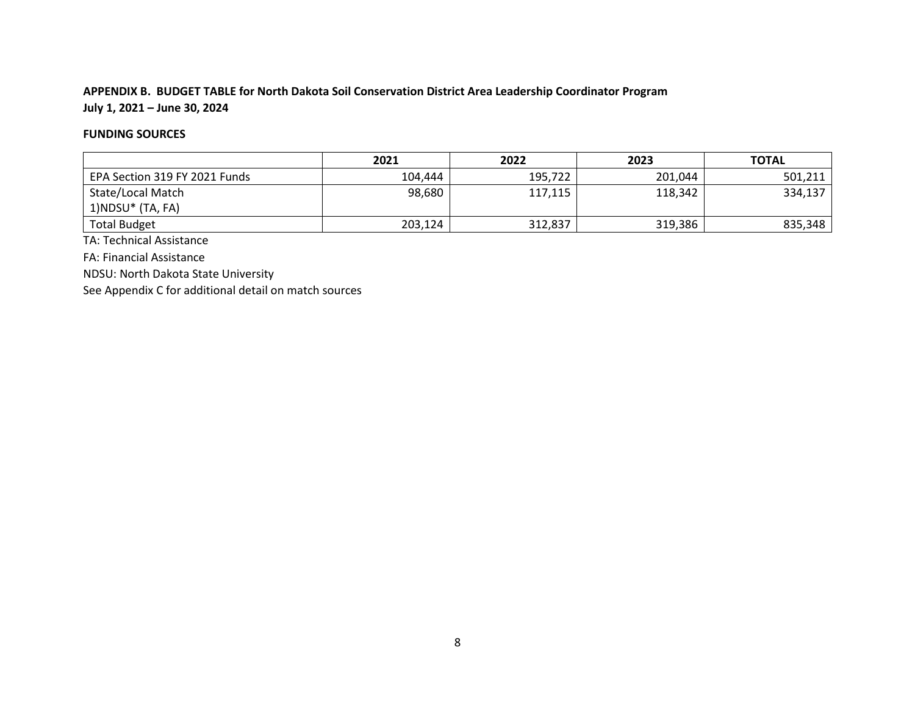**APPENDIX B. BUDGET TABLE for North Dakota Soil Conservation District Area Leadership Coordinator Program**
**July 1, 2021 – June 30, 2024**

**FUNDING SOURCES**

| | 2021 | 2022 | 2023 | TOTAL |
|---|---|---|---|---|
| EPA Section 319 FY 2021 Funds | 104,444 | 195,722 | 201,044 | 501,211 |
| State/Local Match<br>1)NDSU* (TA, FA) | 98,680 | 117,115 | 118,342 | 334,137 |
| Total Budget | 203,124 | 312,837 | 319,386 | 835,348 |

TA: Technical Assistance

FA: Financial Assistance

NDSU: North Dakota State University

See Appendix C for additional detail on match sources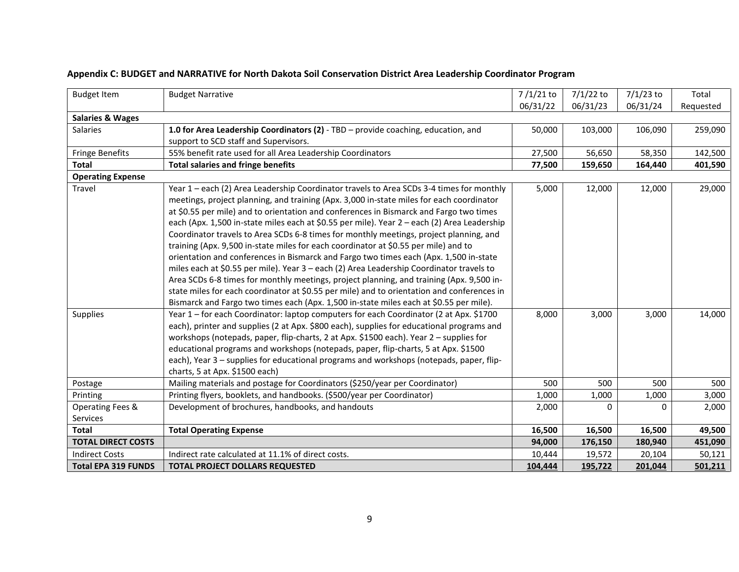**Appendix C: BUDGET and NARRATIVE for North Dakota Soil Conservation District Area Leadership Coordinator Program**

| Budget Item | Budget Narrative | 7 /1/21 to 06/31/22 | 7/1/22 to 06/31/23 | 7/1/23 to 06/31/24 | Total Requested |
|---|---|---|---|---|---|
| **Salaries & Wages** | | | | | |
| Salaries | **1.0 for Area Leadership Coordinators (2)** - TBD – provide coaching, education, and support to SCD staff and Supervisors. | 50,000 | 103,000 | 106,090 | 259,090 |
| Fringe Benefits | 55% benefit rate used for all Area Leadership Coordinators | 27,500 | 56,650 | 58,350 | 142,500 |
| **Total** | **Total salaries and fringe benefits** | **77,500** | **159,650** | **164,440** | **401,590** |
| **Operating Expense** | | | | | |
| Travel | Year 1 – each (2) Area Leadership Coordinator travels to Area SCDs 3-4 times for monthly meetings, project planning, and training (Apx. 3,000 in-state miles for each coordinator at $0.55 per mile) and to orientation and conferences in Bismarck and Fargo two times each (Apx. 1,500 in-state miles each at $0.55 per mile). Year 2 – each (2) Area Leadership Coordinator travels to Area SCDs 6-8 times for monthly meetings, project planning, and training (Apx. 9,500 in-state miles for each coordinator at $0.55 per mile) and to orientation and conferences in Bismarck and Fargo two times each (Apx. 1,500 in-state miles each at $0.55 per mile). Year 3 – each (2) Area Leadership Coordinator travels to Area SCDs 6-8 times for monthly meetings, project planning, and training (Apx. 9,500 in-state miles for each coordinator at $0.55 per mile) and to orientation and conferences in Bismarck and Fargo two times each (Apx. 1,500 in-state miles each at $0.55 per mile). | 5,000 | 12,000 | 12,000 | 29,000 |
| Supplies | Year 1 – for each Coordinator: laptop computers for each Coordinator (2 at Apx. $1700 each), printer and supplies (2 at Apx. $800 each), supplies for educational programs and workshops (notepads, paper, flip-charts, 2 at Apx. $1500 each). Year 2 – supplies for educational programs and workshops (notepads, paper, flip-charts, 5 at Apx. $1500 each), Year 3 – supplies for educational programs and workshops (notepads, paper, flip-charts, 5 at Apx. $1500 each) | 8,000 | 3,000 | 3,000 | 14,000 |
| Postage | Mailing materials and postage for Coordinators ($250/year per Coordinator) | 500 | 500 | 500 | 500 |
| Printing | Printing flyers, booklets, and handbooks. ($500/year per Coordinator) | 1,000 | 1,000 | 1,000 | 3,000 |
| Operating Fees & Services | Development of brochures, handbooks, and handouts | 2,000 | 0 | 0 | 2,000 |
| **Total** | **Total Operating Expense** | **16,500** | **16,500** | **16,500** | **49,500** |
| **TOTAL DIRECT COSTS** | | **94,000** | **176,150** | **180,940** | **451,090** |
| Indirect Costs | Indirect rate calculated at 11.1% of direct costs. | 10,444 | 19,572 | 20,104 | 50,121 |
| **Total EPA 319 FUNDS** | **TOTAL PROJECT DOLLARS REQUESTED** | **104,444** | **195,722** | **201,044** | **501,211** |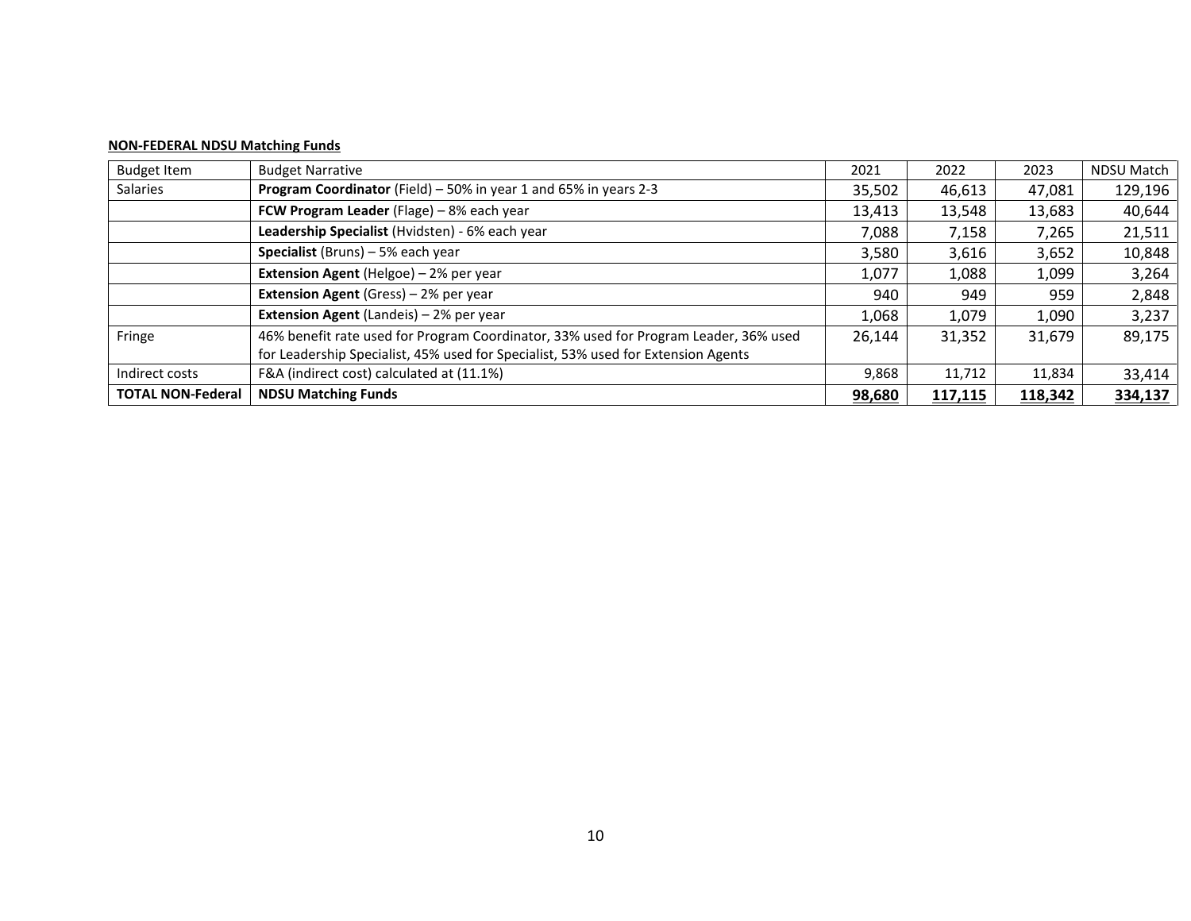**NON-FEDERAL NDSU Matching Funds**

| Budget Item | Budget Narrative | 2021 | 2022 | 2023 | NDSU Match |
|---|---|---|---|---|---|
| Salaries | **Program Coordinator** (Field) – 50% in year 1 and 65% in years 2-3 | 35,502 | 46,613 | 47,081 | 129,196 |
| | **FCW Program Leader** (Flage) – 8% each year | 13,413 | 13,548 | 13,683 | 40,644 |
| | **Leadership Specialist** (Hvidsten) - 6% each year | 7,088 | 7,158 | 7,265 | 21,511 |
| | **Specialist** (Bruns) – 5% each year | 3,580 | 3,616 | 3,652 | 10,848 |
| | **Extension Agent** (Helgoe) – 2% per year | 1,077 | 1,088 | 1,099 | 3,264 |
| | **Extension Agent** (Gress) – 2% per year | 940 | 949 | 959 | 2,848 |
| | **Extension Agent** (Landeis) – 2% per year | 1,068 | 1,079 | 1,090 | 3,237 |
| Fringe | 46% benefit rate used for Program Coordinator, 33% used for Program Leader, 36% used for Leadership Specialist, 45% used for Specialist, 53% used for Extension Agents | 26,144 | 31,352 | 31,679 | 89,175 |
| Indirect costs | F&A (indirect cost) calculated at (11.1%) | 9,868 | 11,712 | 11,834 | 33,414 |
| **TOTAL NON-Federal** | **NDSU Matching Funds** | **98,680** | **117,115** | **118,342** | **334,137** |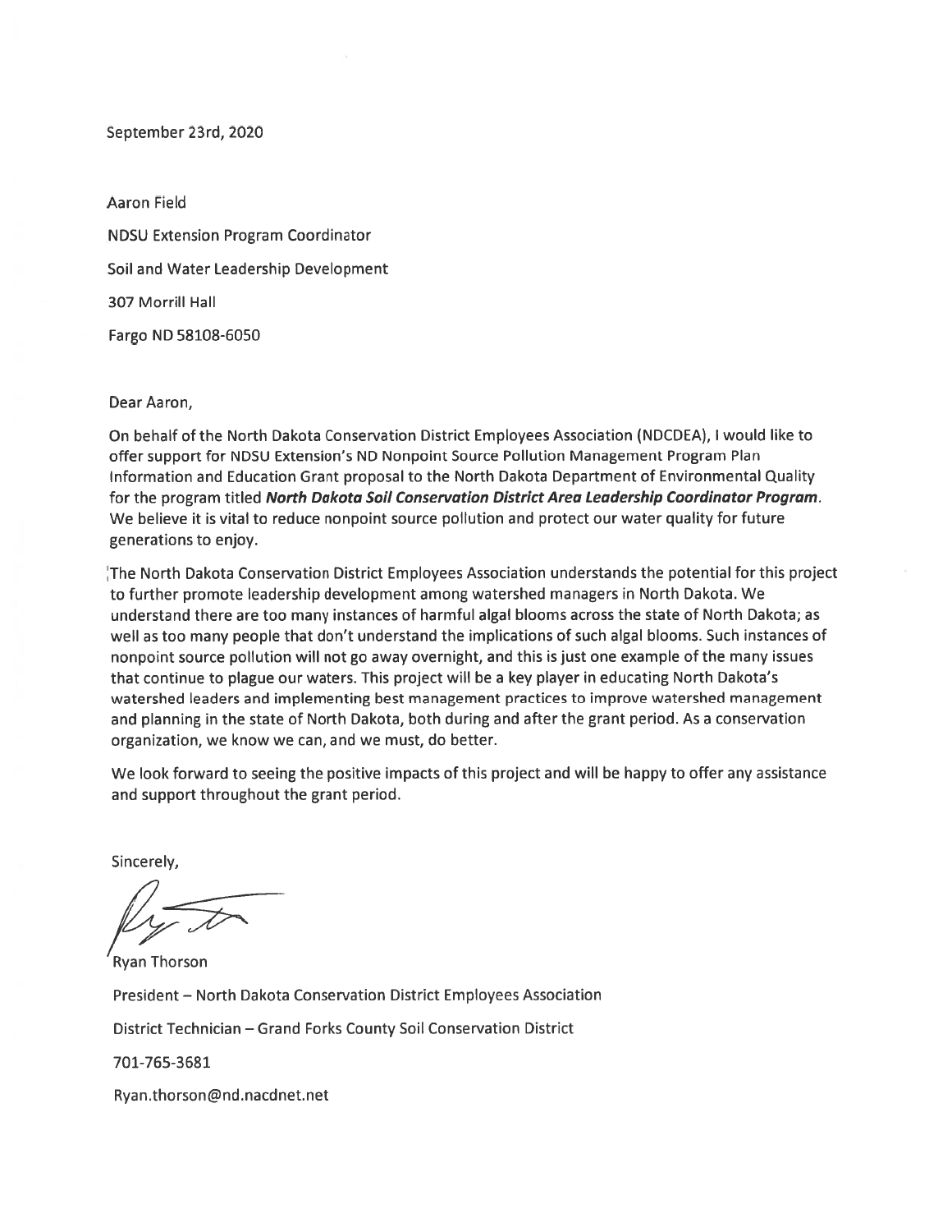September 23rd, 2020

Aaron Field

NDSU Extension Program Coordinator

Soil and Water Leadership Development

307 Morrill Hall

Fargo ND 58108-6050

Dear Aaron,

On behalf of the North Dakota Conservation District Employees Association (NDCDEA), I would like to offer support for NDSU Extension's ND Nonpoint Source Pollution Management Program Plan Information and Education Grant proposal to the North Dakota Department of Environmental Quality for the program titled ***North Dakota Soil Conservation District Area Leadership Coordinator Program***. We believe it is vital to reduce nonpoint source pollution and protect our water quality for future generations to enjoy.

The North Dakota Conservation District Employees Association understands the potential for this project to further promote leadership development among watershed managers in North Dakota. We understand there are too many instances of harmful algal blooms across the state of North Dakota; as well as too many people that don't understand the implications of such algal blooms. Such instances of nonpoint source pollution will not go away overnight, and this is just one example of the many issues that continue to plague our waters. This project will be a key player in educating North Dakota's watershed leaders and implementing best management practices to improve watershed management and planning in the state of North Dakota, both during and after the grant period. As a conservation organization, we know we can, and we must, do better.

We look forward to seeing the positive impacts of this project and will be happy to offer any assistance and support throughout the grant period.

Sincerely,

Ryan Thorson

President – North Dakota Conservation District Employees Association

District Technician – Grand Forks County Soil Conservation District

701-765-3681

Ryan.thorson@nd.nacdnet.net